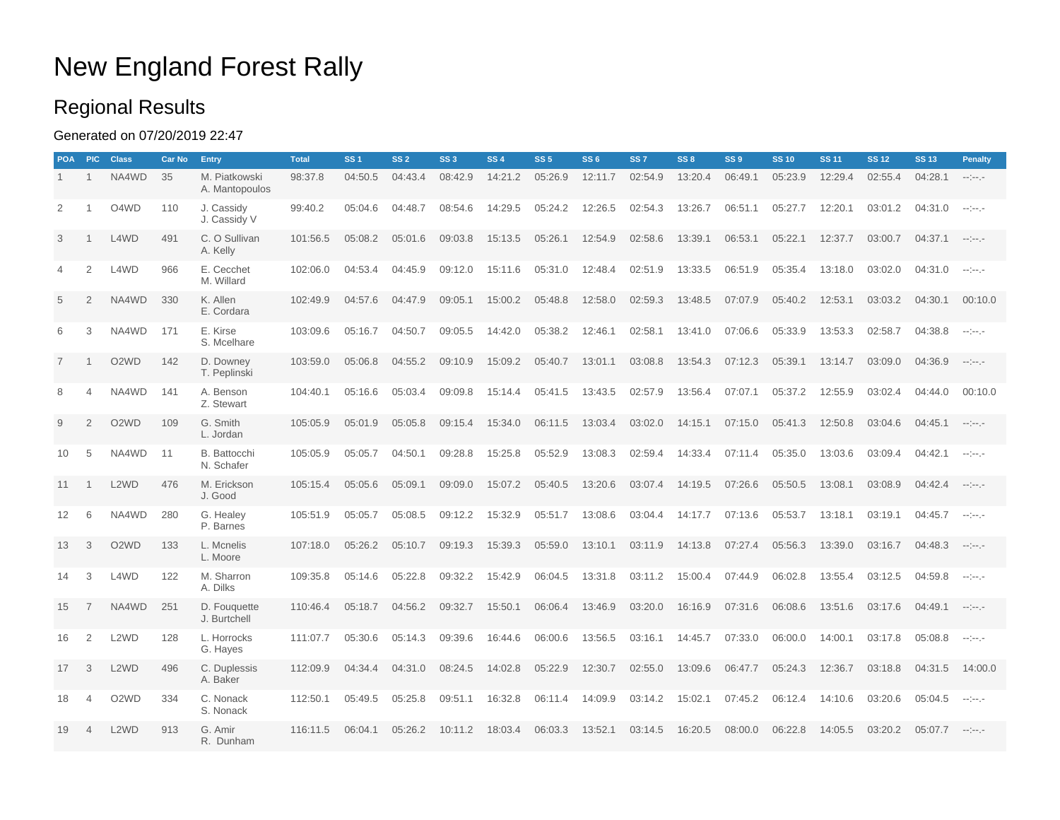# New England Forest Rally

## Regional Results

Generated on 07/20/2019 22:47

| POA | PIC | Class | Car No | Entry | Total | SS 1 | SS 2 | SS 3 | SS 4 | SS 5 | SS 6 | SS 7 | SS 8 | SS 9 | SS 10 | SS 11 | SS 12 | SS 13 | Penalty |
|---|---|---|---|---|---|---|---|---|---|---|---|---|---|---|---|---|---|---|---|
| 1 | 1 | NA4WD | 35 | M. Piatkowski<br>A. Mantopoulos | 98:37.8 | 04:50.5 | 04:43.4 | 08:42.9 | 14:21.2 | 05:26.9 | 12:11.7 | 02:54.9 | 13:20.4 | 06:49.1 | 05:23.9 | 12:29.4 | 02:55.4 | 04:28.1 | --:--.- |
| 2 | 1 | O4WD | 110 | J. Cassidy<br>J. Cassidy V | 99:40.2 | 05:04.6 | 04:48.7 | 08:54.6 | 14:29.5 | 05:24.2 | 12:26.5 | 02:54.3 | 13:26.7 | 06:51.1 | 05:27.7 | 12:20.1 | 03:01.2 | 04:31.0 | --:--.- |
| 3 | 1 | L4WD | 491 | C. O Sullivan<br>A. Kelly | 101:56.5 | 05:08.2 | 05:01.6 | 09:03.8 | 15:13.5 | 05:26.1 | 12:54.9 | 02:58.6 | 13:39.1 | 06:53.1 | 05:22.1 | 12:37.7 | 03:00.7 | 04:37.1 | --:--.- |
| 4 | 2 | L4WD | 966 | E. Cecchet<br>M. Willard | 102:06.0 | 04:53.4 | 04:45.9 | 09:12.0 | 15:11.6 | 05:31.0 | 12:48.4 | 02:51.9 | 13:33.5 | 06:51.9 | 05:35.4 | 13:18.0 | 03:02.0 | 04:31.0 | --:--.- |
| 5 | 2 | NA4WD | 330 | K. Allen<br>E. Cordara | 102:49.9 | 04:57.6 | 04:47.9 | 09:05.1 | 15:00.2 | 05:48.8 | 12:58.0 | 02:59.3 | 13:48.5 | 07:07.9 | 05:40.2 | 12:53.1 | 03:03.2 | 04:30.1 | 00:10.0 |
| 6 | 3 | NA4WD | 171 | E. Kirse<br>S. Mcelhare | 103:09.6 | 05:16.7 | 04:50.7 | 09:05.5 | 14:42.0 | 05:38.2 | 12:46.1 | 02:58.1 | 13:41.0 | 07:06.6 | 05:33.9 | 13:53.3 | 02:58.7 | 04:38.8 | --:--.- |
| 7 | 1 | O2WD | 142 | D. Downey<br>T. Peplinski | 103:59.0 | 05:06.8 | 04:55.2 | 09:10.9 | 15:09.2 | 05:40.7 | 13:01.1 | 03:08.8 | 13:54.3 | 07:12.3 | 05:39.1 | 13:14.7 | 03:09.0 | 04:36.9 | --:--.- |
| 8 | 4 | NA4WD | 141 | A. Benson<br>Z. Stewart | 104:40.1 | 05:16.6 | 05:03.4 | 09:09.8 | 15:14.4 | 05:41.5 | 13:43.5 | 02:57.9 | 13:56.4 | 07:07.1 | 05:37.2 | 12:55.9 | 03:02.4 | 04:44.0 | 00:10.0 |
| 9 | 2 | O2WD | 109 | G. Smith<br>L. Jordan | 105:05.9 | 05:01.9 | 05:05.8 | 09:15.4 | 15:34.0 | 06:11.5 | 13:03.4 | 03:02.0 | 14:15.1 | 07:15.0 | 05:41.3 | 12:50.8 | 03:04.6 | 04:45.1 | --:--.- |
| 10 | 5 | NA4WD | 11 | B. Battocchi<br>N. Schafer | 105:05.9 | 05:05.7 | 04:50.1 | 09:28.8 | 15:25.8 | 05:52.9 | 13:08.3 | 02:59.4 | 14:33.4 | 07:11.4 | 05:35.0 | 13:03.6 | 03:09.4 | 04:42.1 | --:--.- |
| 11 | 1 | L2WD | 476 | M. Erickson<br>J. Good | 105:15.4 | 05:05.6 | 05:09.1 | 09:09.0 | 15:07.2 | 05:40.5 | 13:20.6 | 03:07.4 | 14:19.5 | 07:26.6 | 05:50.5 | 13:08.1 | 03:08.9 | 04:42.4 | --:--.- |
| 12 | 6 | NA4WD | 280 | G. Healey<br>P. Barnes | 105:51.9 | 05:05.7 | 05:08.5 | 09:12.2 | 15:32.9 | 05:51.7 | 13:08.6 | 03:04.4 | 14:17.7 | 07:13.6 | 05:53.7 | 13:18.1 | 03:19.1 | 04:45.7 | --:--.- |
| 13 | 3 | O2WD | 133 | L. Mcnelis<br>L. Moore | 107:18.0 | 05:26.2 | 05:10.7 | 09:19.3 | 15:39.3 | 05:59.0 | 13:10.1 | 03:11.9 | 14:13.8 | 07:27.4 | 05:56.3 | 13:39.0 | 03:16.7 | 04:48.3 | --:--.- |
| 14 | 3 | L4WD | 122 | M. Sharron<br>A. Dilks | 109:35.8 | 05:14.6 | 05:22.8 | 09:32.2 | 15:42.9 | 06:04.5 | 13:31.8 | 03:11.2 | 15:00.4 | 07:44.9 | 06:02.8 | 13:55.4 | 03:12.5 | 04:59.8 | --:--.- |
| 15 | 7 | NA4WD | 251 | D. Fouquette<br>J. Burtchell | 110:46.4 | 05:18.7 | 04:56.2 | 09:32.7 | 15:50.1 | 06:06.4 | 13:46.9 | 03:20.0 | 16:16.9 | 07:31.6 | 06:08.6 | 13:51.6 | 03:17.6 | 04:49.1 | --:--.- |
| 16 | 2 | L2WD | 128 | L. Horrocks<br>G. Hayes | 111:07.7 | 05:30.6 | 05:14.3 | 09:39.6 | 16:44.6 | 06:00.6 | 13:56.5 | 03:16.1 | 14:45.7 | 07:33.0 | 06:00.0 | 14:00.1 | 03:17.8 | 05:08.8 | --:--.- |
| 17 | 3 | L2WD | 496 | C. Duplessis<br>A. Baker | 112:09.9 | 04:34.4 | 04:31.0 | 08:24.5 | 14:02.8 | 05:22.9 | 12:30.7 | 02:55.0 | 13:09.6 | 06:47.7 | 05:24.3 | 12:36.7 | 03:18.8 | 04:31.5 | 14:00.0 |
| 18 | 4 | O2WD | 334 | C. Nonack<br>S. Nonack | 112:50.1 | 05:49.5 | 05:25.8 | 09:51.1 | 16:32.8 | 06:11.4 | 14:09.9 | 03:14.2 | 15:02.1 | 07:45.2 | 06:12.4 | 14:10.6 | 03:20.6 | 05:04.5 | --:--.- |
| 19 | 4 | L2WD | 913 | G. Amir<br>R. Dunham | 116:11.5 | 06:04.1 | 05:26.2 | 10:11.2 | 18:03.4 | 06:03.3 | 13:52.1 | 03:14.5 | 16:20.5 | 08:00.0 | 06:22.8 | 14:05.5 | 03:20.2 | 05:07.7 | --:--.- |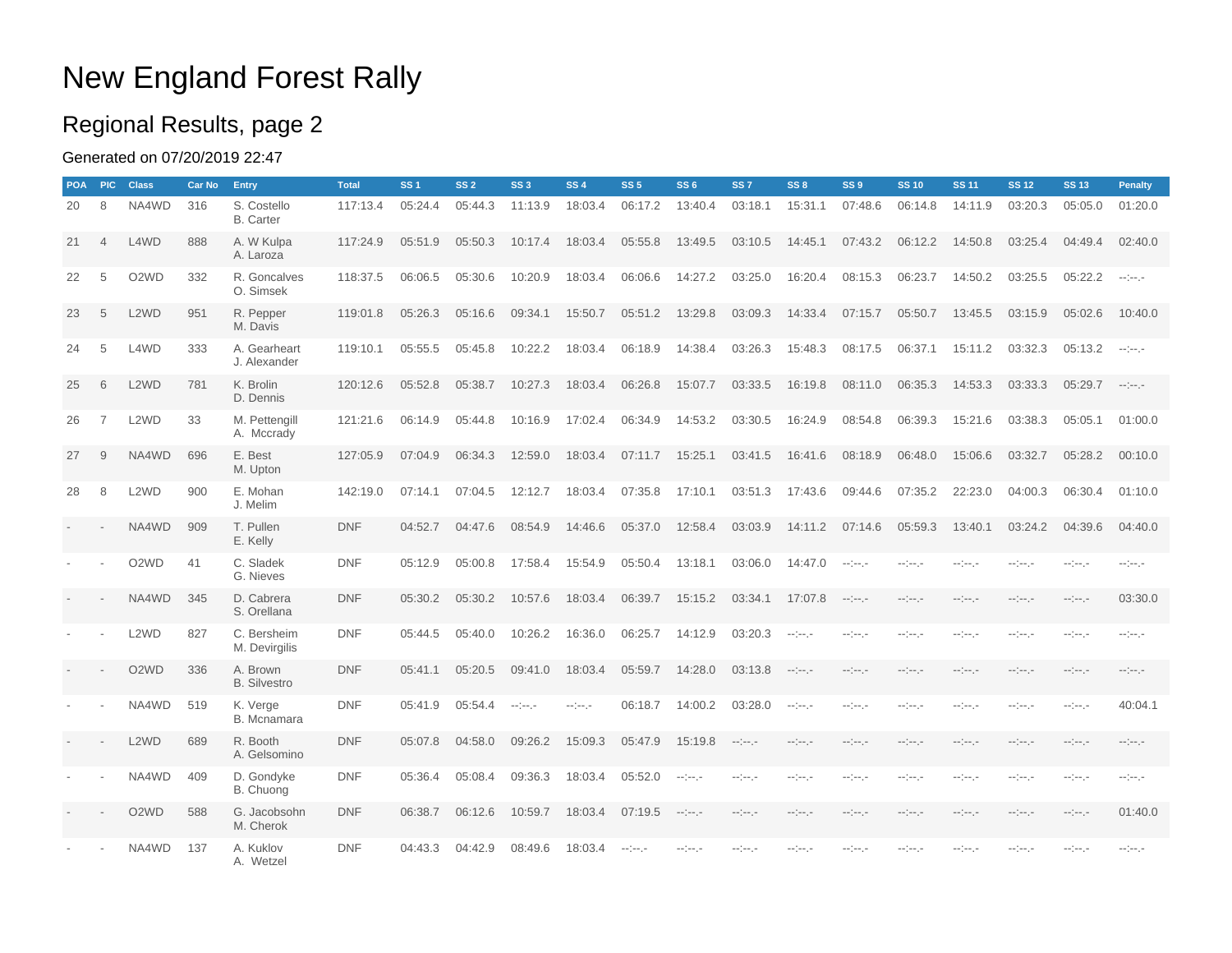# New England Forest Rally

## Regional Results, page 2

Generated on 07/20/2019 22:47

| POA | PIC | Class | Car No | Entry | Total | SS 1 | SS 2 | SS 3 | SS 4 | SS 5 | SS 6 | SS 7 | SS 8 | SS 9 | SS 10 | SS 11 | SS 12 | SS 13 | Penalty |
|---|---|---|---|---|---|---|---|---|---|---|---|---|---|---|---|---|---|---|---|
| 20 | 8 | NA4WD | 316 | S. Costello B. Carter | 117:13.4 | 05:24.4 | 05:44.3 | 11:13.9 | 18:03.4 | 06:17.2 | 13:40.4 | 03:18.1 | 15:31.1 | 07:48.6 | 06:14.8 | 14:11.9 | 03:20.3 | 05:05.0 | 01:20.0 |
| 21 | 4 | L4WD | 888 | A. W Kulpa A. Laroza | 117:24.9 | 05:51.9 | 05:50.3 | 10:17.4 | 18:03.4 | 05:55.8 | 13:49.5 | 03:10.5 | 14:45.1 | 07:43.2 | 06:12.2 | 14:50.8 | 03:25.4 | 04:49.4 | 02:40.0 |
| 22 | 5 | O2WD | 332 | R. Goncalves O. Simsek | 118:37.5 | 06:06.5 | 05:30.6 | 10:20.9 | 18:03.4 | 06:06.6 | 14:27.2 | 03:25.0 | 16:20.4 | 08:15.3 | 06:23.7 | 14:50.2 | 03:25.5 | 05:22.2 | --:--.- |
| 23 | 5 | L2WD | 951 | R. Pepper M. Davis | 119:01.8 | 05:26.3 | 05:16.6 | 09:34.1 | 15:50.7 | 05:51.2 | 13:29.8 | 03:09.3 | 14:33.4 | 07:15.7 | 05:50.7 | 13:45.5 | 03:15.9 | 05:02.6 | 10:40.0 |
| 24 | 5 | L4WD | 333 | A. Gearheart J. Alexander | 119:10.1 | 05:55.5 | 05:45.8 | 10:22.2 | 18:03.4 | 06:18.9 | 14:38.4 | 03:26.3 | 15:48.3 | 08:17.5 | 06:37.1 | 15:11.2 | 03:32.3 | 05:13.2 | --:--.- |
| 25 | 6 | L2WD | 781 | K. Brolin D. Dennis | 120:12.6 | 05:52.8 | 05:38.7 | 10:27.3 | 18:03.4 | 06:26.8 | 15:07.7 | 03:33.5 | 16:19.8 | 08:11.0 | 06:35.3 | 14:53.3 | 03:33.3 | 05:29.7 | --:--.- |
| 26 | 7 | L2WD | 33 | M. Pettengill A. Mccrady | 121:21.6 | 06:14.9 | 05:44.8 | 10:16.9 | 17:02.4 | 06:34.9 | 14:53.2 | 03:30.5 | 16:24.9 | 08:54.8 | 06:39.3 | 15:21.6 | 03:38.3 | 05:05.1 | 01:00.0 |
| 27 | 9 | NA4WD | 696 | E. Best M. Upton | 127:05.9 | 07:04.9 | 06:34.3 | 12:59.0 | 18:03.4 | 07:11.7 | 15:25.1 | 03:41.5 | 16:41.6 | 08:18.9 | 06:48.0 | 15:06.6 | 03:32.7 | 05:28.2 | 00:10.0 |
| 28 | 8 | L2WD | 900 | E. Mohan J. Melim | 142:19.0 | 07:14.1 | 07:04.5 | 12:12.7 | 18:03.4 | 07:35.8 | 17:10.1 | 03:51.3 | 17:43.6 | 09:44.6 | 07:35.2 | 22:23.0 | 04:00.3 | 06:30.4 | 01:10.0 |
| - | - | NA4WD | 909 | T. Pullen E. Kelly | DNF | 04:52.7 | 04:47.6 | 08:54.9 | 14:46.6 | 05:37.0 | 12:58.4 | 03:03.9 | 14:11.2 | 07:14.6 | 05:59.3 | 13:40.1 | 03:24.2 | 04:39.6 | 04:40.0 |
| - | - | O2WD | 41 | C. Sladek G. Nieves | DNF | 05:12.9 | 05:00.8 | 17:58.4 | 15:54.9 | 05:50.4 | 13:18.1 | 03:06.0 | 14:47.0 | --:--.- | --:--.- | --:--.- | --:--.- | --:--.- | --:--.- |
| - | - | NA4WD | 345 | D. Cabrera S. Orellana | DNF | 05:30.2 | 05:30.2 | 10:57.6 | 18:03.4 | 06:39.7 | 15:15.2 | 03:34.1 | 17:07.8 | --:--.- | --:--.- | --:--.- | --:--.- | --:--.- | 03:30.0 |
| - | - | L2WD | 827 | C. Bersheim M. Devirgilis | DNF | 05:44.5 | 05:40.0 | 10:26.2 | 16:36.0 | 06:25.7 | 14:12.9 | 03:20.3 | --:--.- | --:--.- | --:--.- | --:--.- | --:--.- | --:--.- | --:--.- |
| - | - | O2WD | 336 | A. Brown B. Silvestro | DNF | 05:41.1 | 05:20.5 | 09:41.0 | 18:03.4 | 05:59.7 | 14:28.0 | 03:13.8 | --:--.- | --:--.- | --:--.- | --:--.- | --:--.- | --:--.- | --:--.- |
| - | - | NA4WD | 519 | K. Verge B. Mcnamara | DNF | 05:41.9 | 05:54.4 | --:--.- | --:--.- | 06:18.7 | 14:00.2 | 03:28.0 | --:--.- | --:--.- | --:--.- | --:--.- | --:--.- | --:--.- | 40:04.1 |
| - | - | L2WD | 689 | R. Booth A. Gelsomino | DNF | 05:07.8 | 04:58.0 | 09:26.2 | 15:09.3 | 05:47.9 | 15:19.8 | --:--.- | --:--.- | --:--.- | --:--.- | --:--.- | --:--.- | --:--.- | --:--.- |
| - | - | NA4WD | 409 | D. Gondyke B. Chuong | DNF | 05:36.4 | 05:08.4 | 09:36.3 | 18:03.4 | 05:52.0 | --:--.- | --:--.- | --:--.- | --:--.- | --:--.- | --:--.- | --:--.- | --:--.- | --:--.- |
| - | - | O2WD | 588 | G. Jacobsohn M. Cherok | DNF | 06:38.7 | 06:12.6 | 10:59.7 | 18:03.4 | 07:19.5 | --:--.- | --:--.- | --:--.- | --:--.- | --:--.- | --:--.- | --:--.- | --:--.- | 01:40.0 |
| - | - | NA4WD | 137 | A. Kuklov A. Wetzel | DNF | 04:43.3 | 04:42.9 | 08:49.6 | 18:03.4 | --:--.- | --:--.- | --:--.- | --:--.- | --:--.- | --:--.- | --:--.- | --:--.- | --:--.- | --:--.- |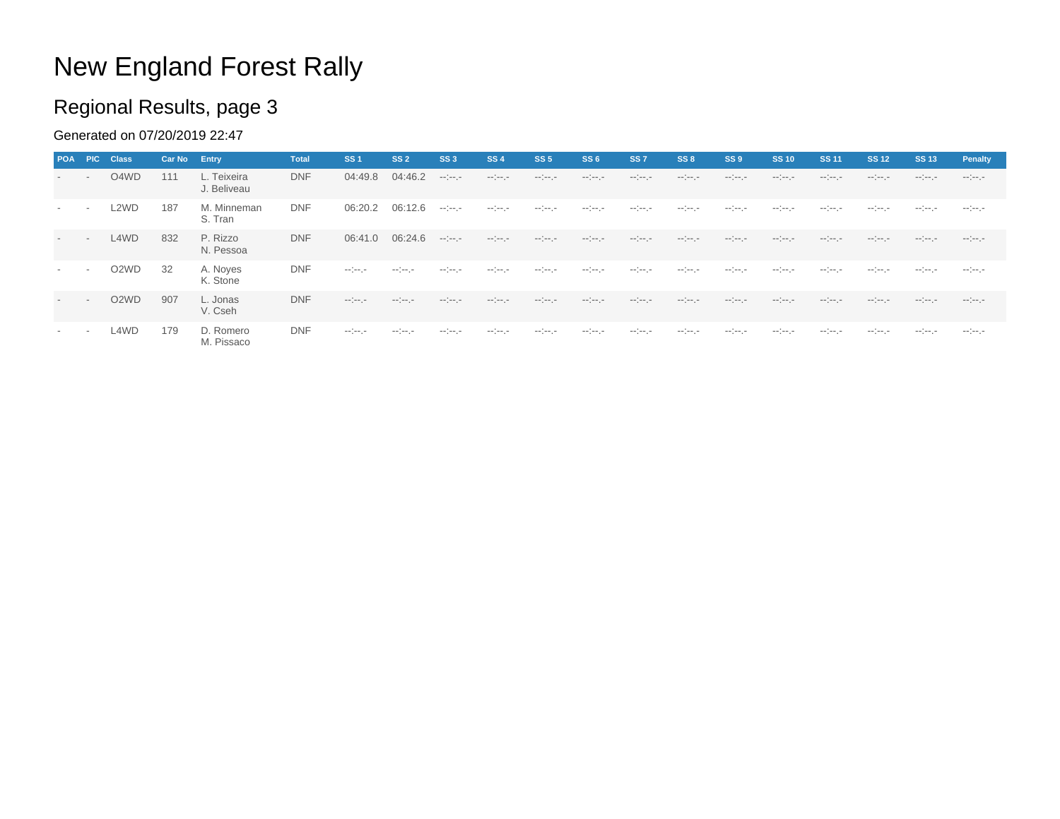# New England Forest Rally

## Regional Results, page 3

Generated on 07/20/2019 22:47

| POA | PIC | Class | Car No | Entry | Total | SS 1 | SS 2 | SS 3 | SS 4 | SS 5 | SS 6 | SS 7 | SS 8 | SS 9 | SS 10 | SS 11 | SS 12 | SS 13 | Penalty |
|---|---|---|---|---|---|---|---|---|---|---|---|---|---|---|---|---|---|---|---|
| - | - | O4WD | 111 | L. Teixeira J. Beliveau | DNF | 04:49.8 | 04:46.2 | --:--.- | --:--.- | --:--.- | --:--.- | --:--.- | --:--.- | --:--.- | --:--.- | --:--.- | --:--.- | --:--.- | --:--.- |
| - | - | L2WD | 187 | M. Minneman S. Tran | DNF | 06:20.2 | 06:12.6 | --:--.- | --:--.- | --:--.- | --:--.- | --:--.- | --:--.- | --:--.- | --:--.- | --:--.- | --:--.- | --:--.- | --:--.- |
| - | - | L4WD | 832 | P. Rizzo N. Pessoa | DNF | 06:41.0 | 06:24.6 | --:--.- | --:--.- | --:--.- | --:--.- | --:--.- | --:--.- | --:--.- | --:--.- | --:--.- | --:--.- | --:--.- | --:--.- |
| - | - | O2WD | 32 | A. Noyes K. Stone | DNF | --:--.- | --:--.- | --:--.- | --:--.- | --:--.- | --:--.- | --:--.- | --:--.- | --:--.- | --:--.- | --:--.- | --:--.- | --:--.- | --:--.- |
| - | - | O2WD | 907 | L. Jonas V. Cseh | DNF | --:--.- | --:--.- | --:--.- | --:--.- | --:--.- | --:--.- | --:--.- | --:--.- | --:--.- | --:--.- | --:--.- | --:--.- | --:--.- | --:--.- |
| - | - | L4WD | 179 | D. Romero M. Pissaco | DNF | --:--.- | --:--.- | --:--.- | --:--.- | --:--.- | --:--.- | --:--.- | --:--.- | --:--.- | --:--.- | --:--.- | --:--.- | --:--.- | --:--.- |